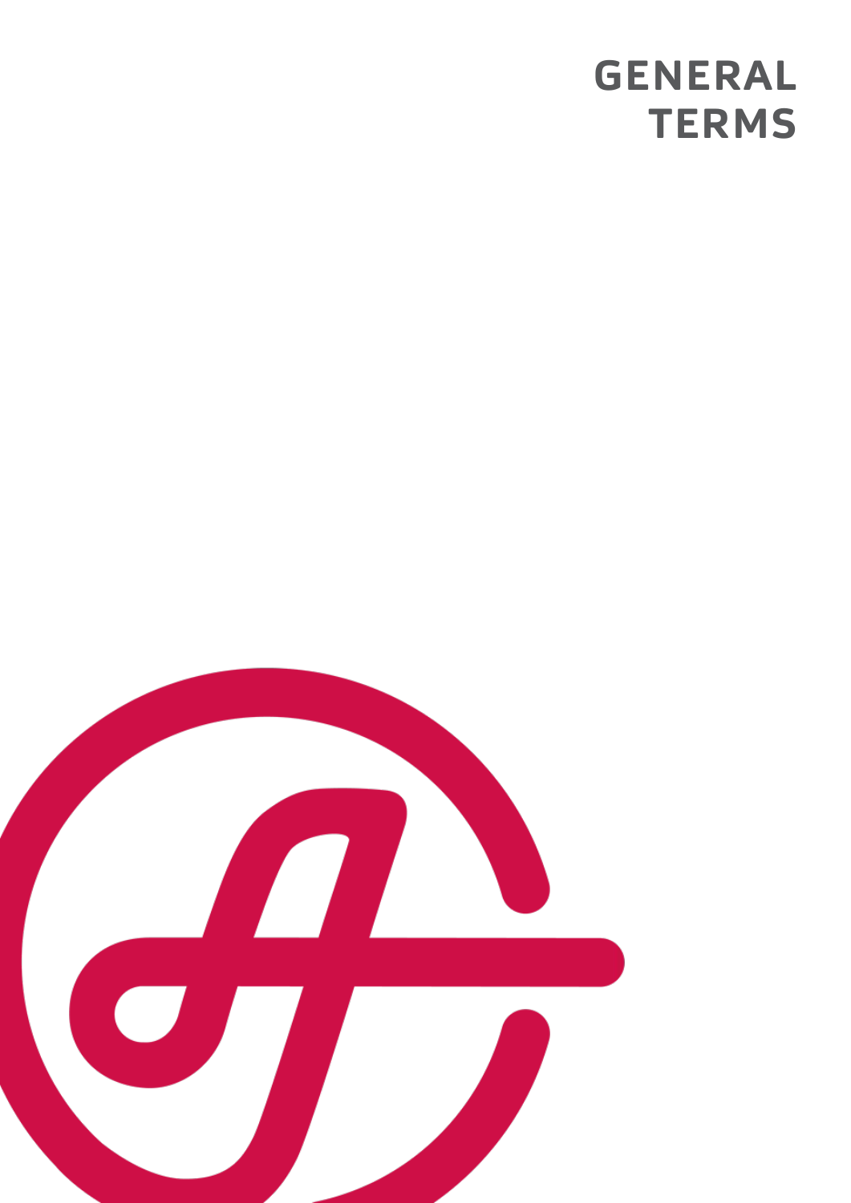# GENERAL TERMS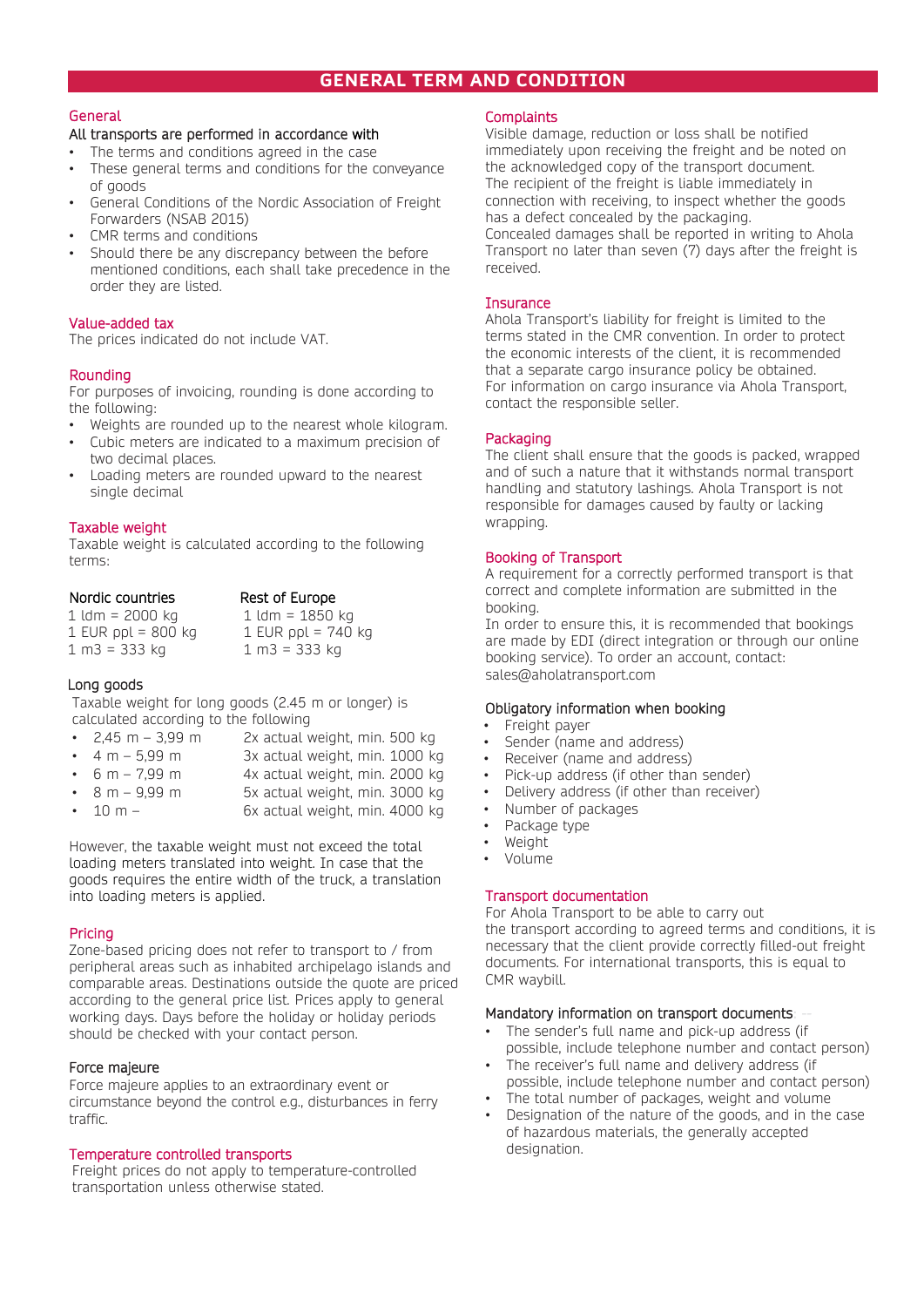# GENERAL TERM AND CONDITION

## General

All transports are performed in accordance with

- The terms and conditions agreed in the case
- These general terms and conditions for the conveyance of goods
- General Conditions of the Nordic Association of Freight Forwarders (NSAB 2015)
- CMR terms and conditions
- Should there be any discrepancy between the before mentioned conditions, each shall take precedence in the order they are listed.

## Value-added tax

The prices indicated do not include VAT.

## Rounding

For purposes of invoicing, rounding is done according to the following:

- Weights are rounded up to the nearest whole kilogram.
- Cubic meters are indicated to a maximum precision of two decimal places.
- Loading meters are rounded upward to the nearest single decimal

## Taxable weight

Taxable weight is calculated according to the following terms:

| Nordic countries | Rest of Europe |
|---|---|
| 1 ldm = 2000 kg | 1 ldm = 1850 kg |
| 1 EUR ppl = 800 kg | 1 EUR ppl = 740 kg |
| 1 m3 = 333 kg | 1 m3 = 333 kg |

### Long goods

Taxable weight for long goods (2.45 m or longer) is calculated according to the following

| | |
|---|---|
| 2,45 m – 3,99 m | 2x actual weight, min. 500 kg |
| 4 m – 5,99 m | 3x actual weight, min. 1000 kg |
| 6 m – 7,99 m | 4x actual weight, min. 2000 kg |
| 8 m – 9,99 m | 5x actual weight, min. 3000 kg |
| 10 m – | 6x actual weight, min. 4000 kg |

However, the taxable weight must not exceed the total loading meters translated into weight. In case that the goods requires the entire width of the truck, a translation into loading meters is applied.

## Pricing

Zone-based pricing does not refer to transport to / from peripheral areas such as inhabited archipelago islands and comparable areas. Destinations outside the quote are priced according to the general price list. Prices apply to general working days. Days before the holiday or holiday periods should be checked with your contact person.

### Force majeure

Force majeure applies to an extraordinary event or circumstance beyond the control e.g., disturbances in ferry traffic.

## Temperature controlled transports

Freight prices do not apply to temperature-controlled transportation unless otherwise stated.

## Complaints

Visible damage, reduction or loss shall be notified immediately upon receiving the freight and be noted on the acknowledged copy of the transport document.
The recipient of the freight is liable immediately in connection with receiving, to inspect whether the goods has a defect concealed by the packaging.
Concealed damages shall be reported in writing to Ahola Transport no later than seven (7) days after the freight is received.

## Insurance

Ahola Transport's liability for freight is limited to the terms stated in the CMR convention. In order to protect the economic interests of the client, it is recommended that a separate cargo insurance policy be obtained.
For information on cargo insurance via Ahola Transport, contact the responsible seller.

## Packaging

The client shall ensure that the goods is packed, wrapped and of such a nature that it withstands normal transport handling and statutory lashings. Ahola Transport is not responsible for damages caused by faulty or lacking wrapping.

## Booking of Transport

A requirement for a correctly performed transport is that correct and complete information are submitted in the booking.
In order to ensure this, it is recommended that bookings are made by EDI (direct integration or through our online booking service). To order an account, contact: sales@aholatransport.com

### Obligatory information when booking

- Freight payer
- Sender (name and address)
- Receiver (name and address)
- Pick-up address (if other than sender)
- Delivery address (if other than receiver)
- Number of packages
- Package type
- Weight
- Volume

## Transport documentation

For Ahola Transport to be able to carry out the transport according to agreed terms and conditions, it is necessary that the client provide correctly filled-out freight documents. For international transports, this is equal to CMR waybill.

### Mandatory information on transport documents

- The sender's full name and pick-up address (if possible, include telephone number and contact person)
- The receiver's full name and delivery address (if possible, include telephone number and contact person)
- The total number of packages, weight and volume
- Designation of the nature of the goods, and in the case of hazardous materials, the generally accepted designation.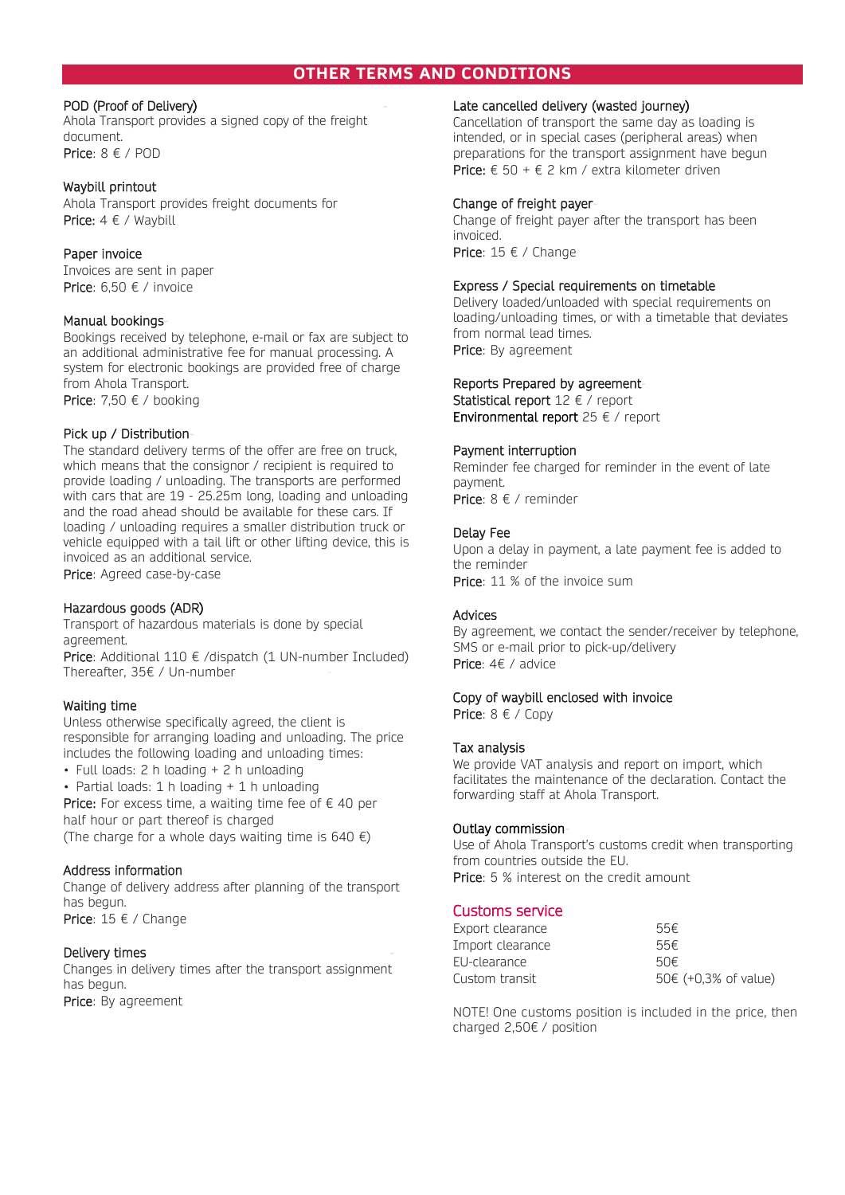## OTHER TERMS AND CONDITIONS

### POD (Proof of Delivery)

Ahola Transport provides a signed copy of the freight document.

**Price**: 8 € / POD

### Waybill printout

Ahola Transport provides freight documents for

**Price:** 4 € / Waybill

### Paper invoice

Invoices are sent in paper

**Price**: 6,50 € / invoice

### Manual bookings

Bookings received by telephone, e-mail or fax are subject to an additional administrative fee for manual processing. A system for electronic bookings are provided free of charge from Ahola Transport.

**Price**: 7,50 € / booking

### Pick up / Distribution

The standard delivery terms of the offer are free on truck, which means that the consignor / recipient is required to provide loading / unloading. The transports are performed with cars that are 19 - 25.25m long, loading and unloading and the road ahead should be available for these cars. If loading / unloading requires a smaller distribution truck or vehicle equipped with a tail lift or other lifting device, this is invoiced as an additional service.

**Price**: Agreed case-by-case

### Hazardous goods (ADR)

Transport of hazardous materials is done by special agreement.

**Price**: Additional 110 € /dispatch (1 UN-number Included) Thereafter, 35€ / Un-number

### Waiting time

Unless otherwise specifically agreed, the client is responsible for arranging loading and unloading. The price includes the following loading and unloading times:

- Full loads: 2 h loading + 2 h unloading
- Partial loads: 1 h loading + 1 h unloading

**Price:** For excess time, a waiting time fee of € 40 per half hour or part thereof is charged
(The charge for a whole days waiting time is 640 €)

### Address information

Change of delivery address after planning of the transport has begun.

**Price**: 15 € / Change

### Delivery times

Changes in delivery times after the transport assignment has begun.

**Price**: By agreement

### Late cancelled delivery (wasted journey)

Cancellation of transport the same day as loading is intended, or in special cases (peripheral areas) when preparations for the transport assignment have begun

**Price:** € 50 + € 2 km / extra kilometer driven

### Change of freight payer

Change of freight payer after the transport has been invoiced.

**Price**: 15 € / Change

### Express / Special requirements on timetable

Delivery loaded/unloaded with special requirements on loading/unloading times, or with a timetable that deviates from normal lead times.

**Price**: By agreement

### Reports Prepared by agreement

**Statistical report** 12 € / report
**Environmental report** 25 € / report

### Payment interruption

Reminder fee charged for reminder in the event of late payment.

**Price**: 8 € / reminder

### Delay Fee

Upon a delay in payment, a late payment fee is added to the reminder

**Price**: 11 % of the invoice sum

### Advices

By agreement, we contact the sender/receiver by telephone, SMS or e-mail prior to pick-up/delivery

**Price**: 4€ / advice

### Copy of waybill enclosed with invoice

**Price**: 8 € / Copy

### Tax analysis

We provide VAT analysis and report on import, which facilitates the maintenance of the declaration. Contact the forwarding staff at Ahola Transport.

### Outlay commission

Use of Ahola Transport's customs credit when transporting from countries outside the EU.

**Price**: 5 % interest on the credit amount

## Customs service

| | |
|---|---|
| Export clearance | 55€ |
| Import clearance | 55€ |
| EU-clearance | 50€ |
| Custom transit | 50€ (+0,3% of value) |

NOTE! One customs position is included in the price, then charged 2,50€ / position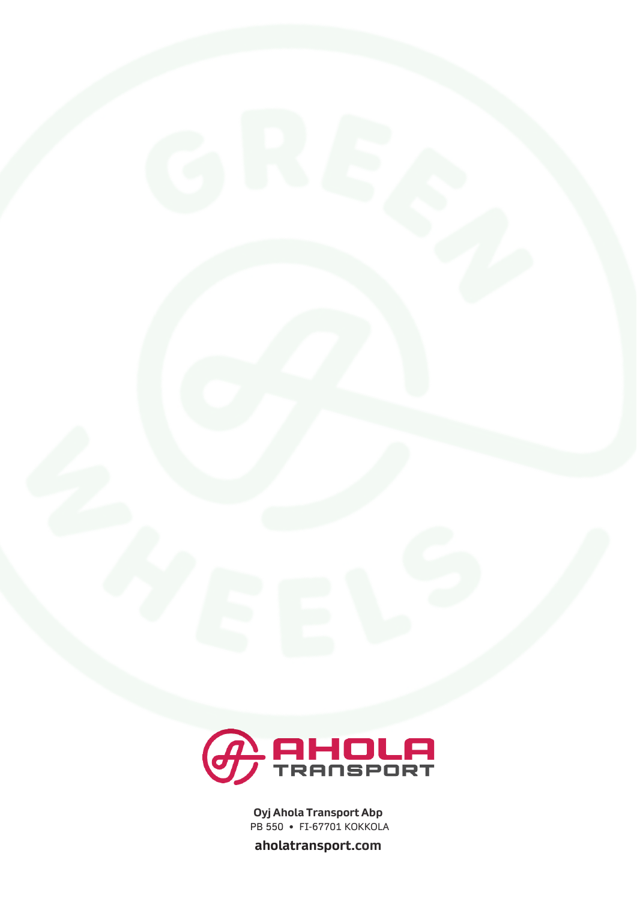GREEN WHEELS

AHOLA TRANSPORT

**Oyj Ahola Transport Abp**
PB 550 • FI-67701 KOKKOLA

**aholatransport.com**